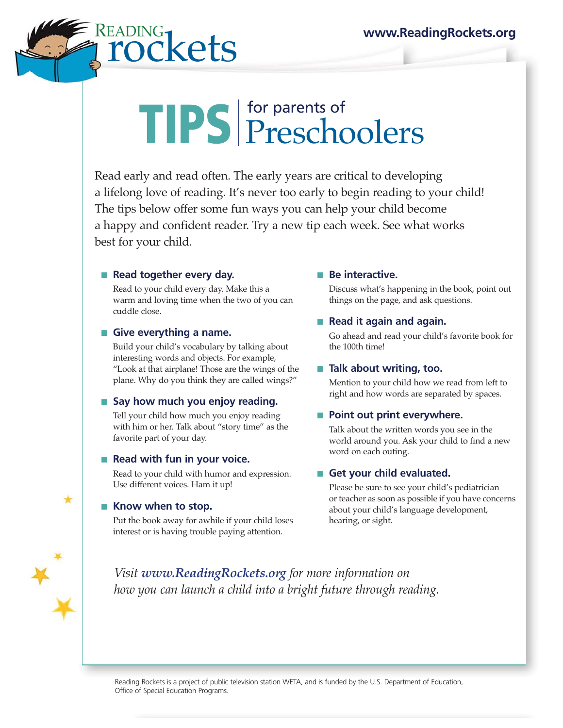# Reading Rockets

www.ReadingRockets.org

# TIPS for parents of Preschoolers

Read early and read often. The early years are critical to developing a lifelong love of reading. It's never too early to begin reading to your child! The tips below offer some fun ways you can help your child become a happy and confident reader. Try a new tip each week. See what works best for your child.

- **Read together every day.**
  Read to your child every day. Make this a warm and loving time when the two of you can cuddle close.

- **Give everything a name.**
  Build your child's vocabulary by talking about interesting words and objects. For example, "Look at that airplane! Those are the wings of the plane. Why do you think they are called wings?"

- **Say how much you enjoy reading.**
  Tell your child how much you enjoy reading with him or her. Talk about "story time" as the favorite part of your day.

- **Read with fun in your voice.**
  Read to your child with humor and expression. Use different voices. Ham it up!

- **Know when to stop.**
  Put the book away for awhile if your child loses interest or is having trouble paying attention.

- **Be interactive.**
  Discuss what's happening in the book, point out things on the page, and ask questions.

- **Read it again and again.**
  Go ahead and read your child's favorite book for the 100th time!

- **Talk about writing, too.**
  Mention to your child how we read from left to right and how words are separated by spaces.

- **Point out print everywhere.**
  Talk about the written words you see in the world around you. Ask your child to find a new word on each outing.

- **Get your child evaluated.**
  Please be sure to see your child's pediatrician or teacher as soon as possible if you have concerns about your child's language development, hearing, or sight.

*Visit **www.ReadingRockets.org** for more information on how you can launch a child into a bright future through reading.*

Reading Rockets is a project of public television station WETA, and is funded by the U.S. Department of Education, Office of Special Education Programs.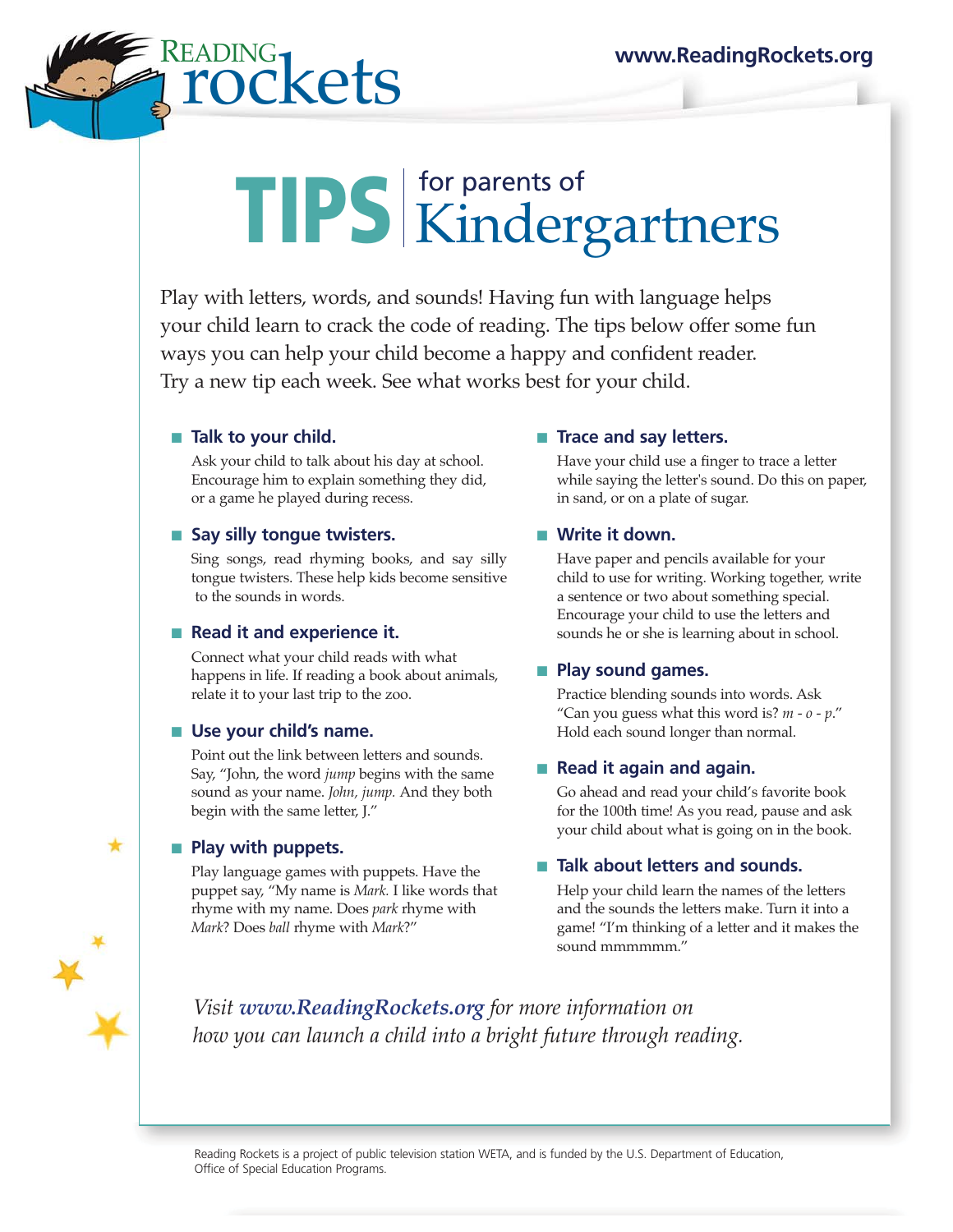# TIPS for parents of Kindergartners

Play with letters, words, and sounds! Having fun with language helps your child learn to crack the code of reading. The tips below offer some fun ways you can help your child become a happy and confident reader. Try a new tip each week. See what works best for your child.

- **Talk to your child.**

  Ask your child to talk about his day at school. Encourage him to explain something they did, or a game he played during recess.

- **Say silly tongue twisters.**

  Sing songs, read rhyming books, and say silly tongue twisters. These help kids become sensitive to the sounds in words.

- **Read it and experience it.**

  Connect what your child reads with what happens in life. If reading a book about animals, relate it to your last trip to the zoo.

- **Use your child's name.**

  Point out the link between letters and sounds. Say, "John, the word *jump* begins with the same sound as your name. *John, jump.* And they both begin with the same letter, J."

- **Play with puppets.**

  Play language games with puppets. Have the puppet say, "My name is *Mark.* I like words that rhyme with my name. Does *park* rhyme with *Mark*? Does *ball* rhyme with *Mark*?"

- **Trace and say letters.**

  Have your child use a finger to trace a letter while saying the letter's sound. Do this on paper, in sand, or on a plate of sugar.

- **Write it down.**

  Have paper and pencils available for your child to use for writing. Working together, write a sentence or two about something special. Encourage your child to use the letters and sounds he or she is learning about in school.

- **Play sound games.**

  Practice blending sounds into words. Ask "Can you guess what this word is? *m - o - p*." Hold each sound longer than normal.

- **Read it again and again.**

  Go ahead and read your child's favorite book for the 100th time! As you read, pause and ask your child about what is going on in the book.

- **Talk about letters and sounds.**

  Help your child learn the names of the letters and the sounds the letters make. Turn it into a game! "I'm thinking of a letter and it makes the sound mmmmmm."

*Visit www.ReadingRockets.org for more information on how you can launch a child into a bright future through reading.*

Reading Rockets is a project of public television station WETA, and is funded by the U.S. Department of Education, Office of Special Education Programs.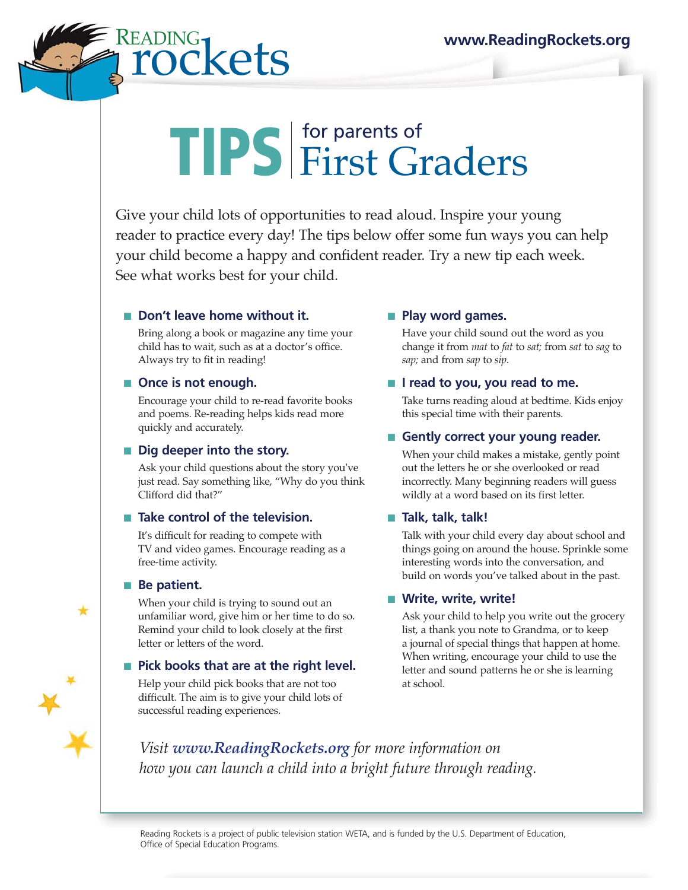READING rockets

www.ReadingRockets.org

# TIPS for parents of First Graders

Give your child lots of opportunities to read aloud. Inspire your young reader to practice every day! The tips below offer some fun ways you can help your child become a happy and confident reader. Try a new tip each week. See what works best for your child.

- **Don't leave home without it.**

  Bring along a book or magazine any time your child has to wait, such as at a doctor's office. Always try to fit in reading!

- **Once is not enough.**

  Encourage your child to re-read favorite books and poems. Re-reading helps kids read more quickly and accurately.

- **Dig deeper into the story.**

  Ask your child questions about the story you've just read. Say something like, "Why do you think Clifford did that?"

- **Take control of the television.**

  It's difficult for reading to compete with TV and video games. Encourage reading as a free-time activity.

- **Be patient.**

  When your child is trying to sound out an unfamiliar word, give him or her time to do so. Remind your child to look closely at the first letter or letters of the word.

- **Pick books that are at the right level.**

  Help your child pick books that are not too difficult. The aim is to give your child lots of successful reading experiences.

- **Play word games.**

  Have your child sound out the word as you change it from *mat* to *fat* to *sat;* from *sat* to *sag* to *sap;* and from *sap* to *sip.*

- **I read to you, you read to me.**

  Take turns reading aloud at bedtime. Kids enjoy this special time with their parents.

- **Gently correct your young reader.**

  When your child makes a mistake, gently point out the letters he or she overlooked or read incorrectly. Many beginning readers will guess wildly at a word based on its first letter.

- **Talk, talk, talk!**

  Talk with your child every day about school and things going on around the house. Sprinkle some interesting words into the conversation, and build on words you've talked about in the past.

- **Write, write, write!**

  Ask your child to help you write out the grocery list, a thank you note to Grandma, or to keep a journal of special things that happen at home. When writing, encourage your child to use the letter and sound patterns he or she is learning at school.

*Visit www.ReadingRockets.org for more information on how you can launch a child into a bright future through reading.*

Reading Rockets is a project of public television station WETA, and is funded by the U.S. Department of Education, Office of Special Education Programs.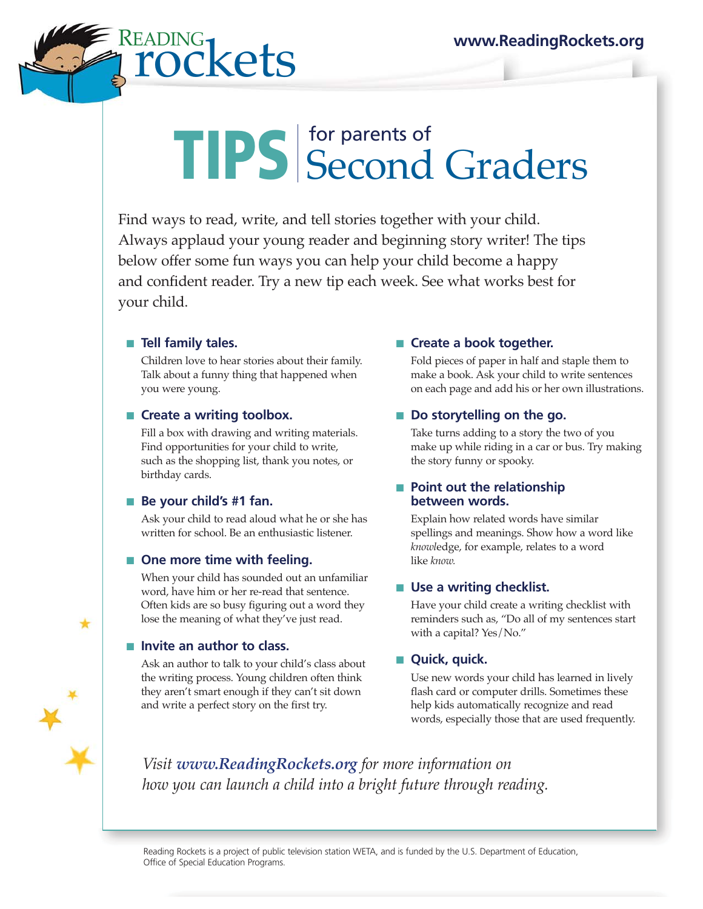# READING rockets

www.ReadingRockets.org

# TIPS for parents of Second Graders

Find ways to read, write, and tell stories together with your child. Always applaud your young reader and beginning story writer! The tips below offer some fun ways you can help your child become a happy and confident reader. Try a new tip each week. See what works best for your child.

- **Tell family tales.**
  Children love to hear stories about their family. Talk about a funny thing that happened when you were young.

- **Create a writing toolbox.**
  Fill a box with drawing and writing materials. Find opportunities for your child to write, such as the shopping list, thank you notes, or birthday cards.

- **Be your child's #1 fan.**
  Ask your child to read aloud what he or she has written for school. Be an enthusiastic listener.

- **One more time with feeling.**
  When your child has sounded out an unfamiliar word, have him or her re-read that sentence. Often kids are so busy figuring out a word they lose the meaning of what they've just read.

- **Invite an author to class.**
  Ask an author to talk to your child's class about the writing process. Young children often think they aren't smart enough if they can't sit down and write a perfect story on the first try.

- **Create a book together.**
  Fold pieces of paper in half and staple them to make a book. Ask your child to write sentences on each page and add his or her own illustrations.

- **Do storytelling on the go.**
  Take turns adding to a story the two of you make up while riding in a car or bus. Try making the story funny or spooky.

- **Point out the relationship between words.**
  Explain how related words have similar spellings and meanings. Show how a word like *know*ledge, for example, relates to a word like *know.*

- **Use a writing checklist.**
  Have your child create a writing checklist with reminders such as, "Do all of my sentences start with a capital? Yes/No."

- **Quick, quick.**
  Use new words your child has learned in lively flash card or computer drills. Sometimes these help kids automatically recognize and read words, especially those that are used frequently.

*Visit www.ReadingRockets.org for more information on how you can launch a child into a bright future through reading.*

Reading Rockets is a project of public television station WETA, and is funded by the U.S. Department of Education, Office of Special Education Programs.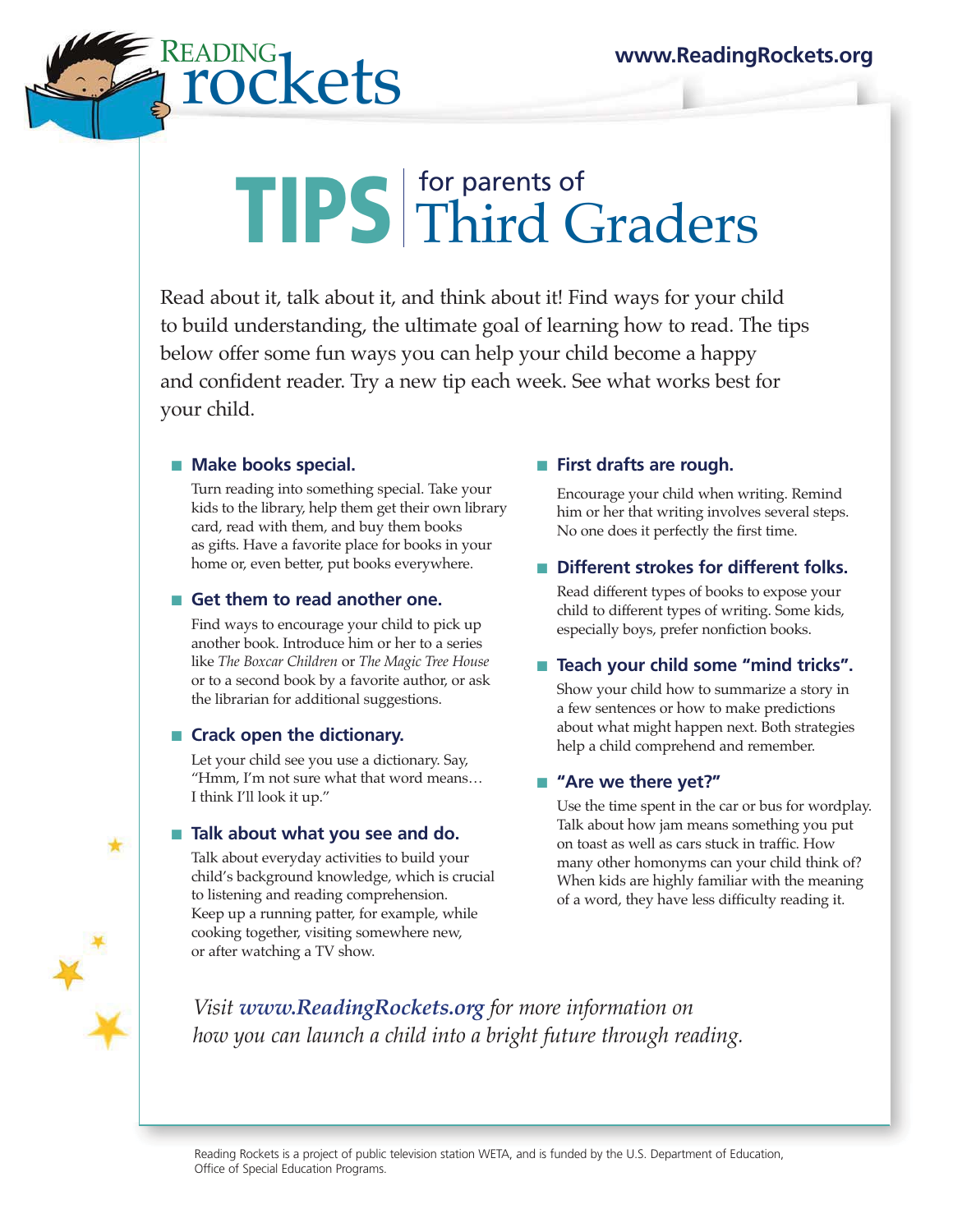READING rockets

www.ReadingRockets.org

# TIPS for parents of Third Graders

Read about it, talk about it, and think about it! Find ways for your child to build understanding, the ultimate goal of learning how to read. The tips below offer some fun ways you can help your child become a happy and confident reader. Try a new tip each week. See what works best for your child.

- **Make books special.**

  Turn reading into something special. Take your kids to the library, help them get their own library card, read with them, and buy them books as gifts. Have a favorite place for books in your home or, even better, put books everywhere.

- **Get them to read another one.**

  Find ways to encourage your child to pick up another book. Introduce him or her to a series like *The Boxcar Children* or *The Magic Tree House* or to a second book by a favorite author, or ask the librarian for additional suggestions.

- **Crack open the dictionary.**

  Let your child see you use a dictionary. Say, "Hmm, I'm not sure what that word means… I think I'll look it up."

- **Talk about what you see and do.**

  Talk about everyday activities to build your child's background knowledge, which is crucial to listening and reading comprehension. Keep up a running patter, for example, while cooking together, visiting somewhere new, or after watching a TV show.

- **First drafts are rough.**

  Encourage your child when writing. Remind him or her that writing involves several steps. No one does it perfectly the first time.

- **Different strokes for different folks.**

  Read different types of books to expose your child to different types of writing. Some kids, especially boys, prefer nonfiction books.

- **Teach your child some "mind tricks".**

  Show your child how to summarize a story in a few sentences or how to make predictions about what might happen next. Both strategies help a child comprehend and remember.

- **"Are we there yet?"**

  Use the time spent in the car or bus for wordplay. Talk about how jam means something you put on toast as well as cars stuck in traffic. How many other homonyms can your child think of? When kids are highly familiar with the meaning of a word, they have less difficulty reading it.

*Visit www.ReadingRockets.org for more information on how you can launch a child into a bright future through reading.*

Reading Rockets is a project of public television station WETA, and is funded by the U.S. Department of Education, Office of Special Education Programs.